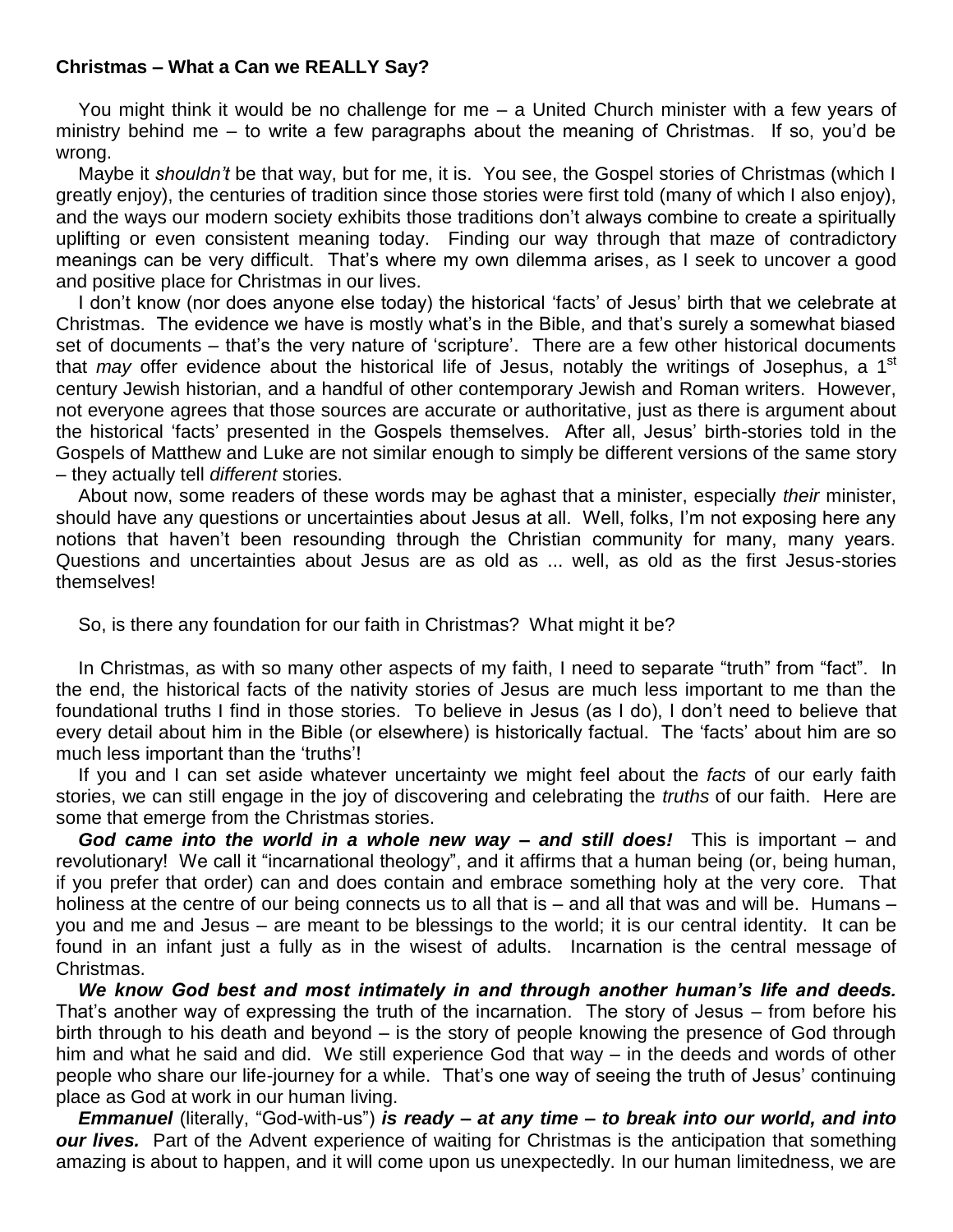**Christmas – What a Can we REALLY Say?**

You might think it would be no challenge for me – a United Church minister with a few years of ministry behind me – to write a few paragraphs about the meaning of Christmas. If so, you'd be wrong.

Maybe it *shouldn't* be that way, but for me, it is. You see, the Gospel stories of Christmas (which I greatly enjoy), the centuries of tradition since those stories were first told (many of which I also enjoy), and the ways our modern society exhibits those traditions don't always combine to create a spiritually uplifting or even consistent meaning today. Finding our way through that maze of contradictory meanings can be very difficult. That's where my own dilemma arises, as I seek to uncover a good and positive place for Christmas in our lives.

I don't know (nor does anyone else today) the historical 'facts' of Jesus' birth that we celebrate at Christmas. The evidence we have is mostly what's in the Bible, and that's surely a somewhat biased set of documents – that's the very nature of 'scripture'. There are a few other historical documents that *may* offer evidence about the historical life of Jesus, notably the writings of Josephus, a 1st century Jewish historian, and a handful of other contemporary Jewish and Roman writers. However, not everyone agrees that those sources are accurate or authoritative, just as there is argument about the historical 'facts' presented in the Gospels themselves. After all, Jesus' birth-stories told in the Gospels of Matthew and Luke are not similar enough to simply be different versions of the same story – they actually tell *different* stories.

About now, some readers of these words may be aghast that a minister, especially *their* minister, should have any questions or uncertainties about Jesus at all. Well, folks, I'm not exposing here any notions that haven't been resounding through the Christian community for many, many years. Questions and uncertainties about Jesus are as old as ... well, as old as the first Jesus-stories themselves!

So, is there any foundation for our faith in Christmas? What might it be?

In Christmas, as with so many other aspects of my faith, I need to separate "truth" from "fact". In the end, the historical facts of the nativity stories of Jesus are much less important to me than the foundational truths I find in those stories. To believe in Jesus (as I do), I don't need to believe that every detail about him in the Bible (or elsewhere) is historically factual. The 'facts' about him are so much less important than the 'truths'!

If you and I can set aside whatever uncertainty we might feel about the *facts* of our early faith stories, we can still engage in the joy of discovering and celebrating the *truths* of our faith. Here are some that emerge from the Christmas stories.

***God came into the world in a whole new way – and still does!*** This is important – and revolutionary! We call it "incarnational theology", and it affirms that a human being (or, being human, if you prefer that order) can and does contain and embrace something holy at the very core. That holiness at the centre of our being connects us to all that is – and all that was and will be. Humans – you and me and Jesus – are meant to be blessings to the world; it is our central identity. It can be found in an infant just a fully as in the wisest of adults. Incarnation is the central message of Christmas.

***We know God best and most intimately in and through another human's life and deeds.*** That's another way of expressing the truth of the incarnation. The story of Jesus – from before his birth through to his death and beyond – is the story of people knowing the presence of God through him and what he said and did. We still experience God that way – in the deeds and words of other people who share our life-journey for a while. That's one way of seeing the truth of Jesus' continuing place as God at work in our human living.

***Emmanuel*** (literally, "God-with-us") ***is ready – at any time – to break into our world, and into our lives.*** Part of the Advent experience of waiting for Christmas is the anticipation that something amazing is about to happen, and it will come upon us unexpectedly. In our human limitedness, we are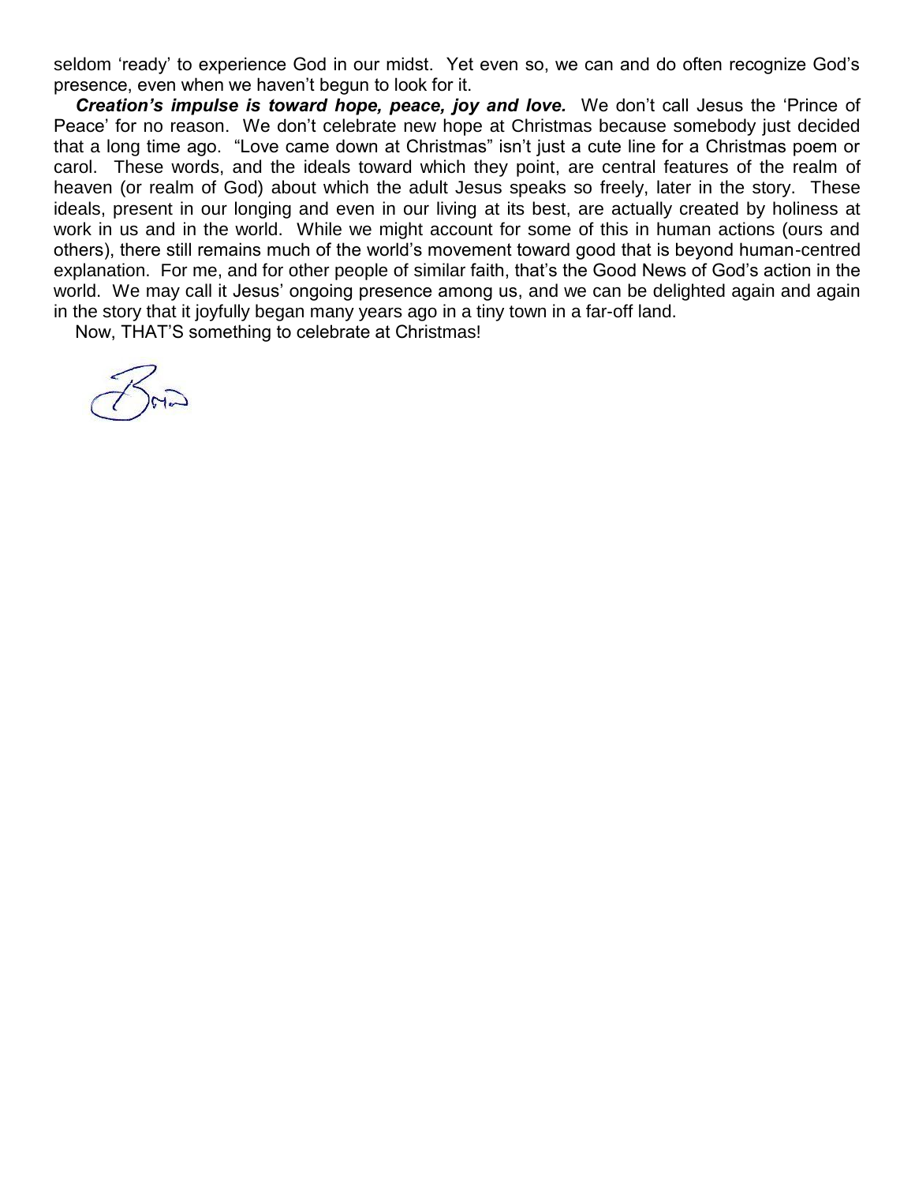seldom 'ready' to experience God in our midst. Yet even so, we can and do often recognize God's presence, even when we haven't begun to look for it.

***Creation's impulse is toward hope, peace, joy and love.*** We don't call Jesus the 'Prince of Peace' for no reason. We don't celebrate new hope at Christmas because somebody just decided that a long time ago. "Love came down at Christmas" isn't just a cute line for a Christmas poem or carol. These words, and the ideals toward which they point, are central features of the realm of heaven (or realm of God) about which the adult Jesus speaks so freely, later in the story. These ideals, present in our longing and even in our living at its best, are actually created by holiness at work in us and in the world. While we might account for some of this in human actions (ours and others), there still remains much of the world's movement toward good that is beyond human-centred explanation. For me, and for other people of similar faith, that's the Good News of God's action in the world. We may call it Jesus' ongoing presence among us, and we can be delighted again and again in the story that it joyfully began many years ago in a tiny town in a far-off land.

Now, THAT'S something to celebrate at Christmas!